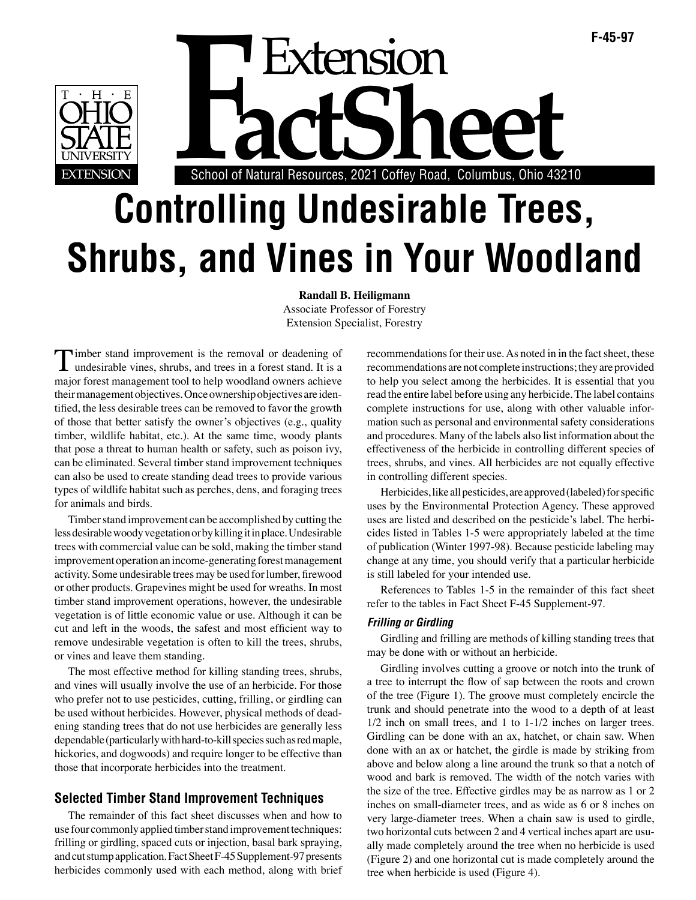F-45-97

THE OHIO STATE UNIVERSITY EXTENSION

Extension FactSheet

School of Natural Resources, 2021 Coffey Road, Columbus, Ohio 43210

# Controlling Undesirable Trees, Shrubs, and Vines in Your Woodland

**Randall B. Heiligmann**
Associate Professor of Forestry
Extension Specialist, Forestry

Timber stand improvement is the removal or deadening of undesirable vines, shrubs, and trees in a forest stand. It is a major forest management tool to help woodland owners achieve their management objectives. Once ownership objectives are identified, the less desirable trees can be removed to favor the growth of those that better satisfy the owner's objectives (e.g., quality timber, wildlife habitat, etc.). At the same time, woody plants that pose a threat to human health or safety, such as poison ivy, can be eliminated. Several timber stand improvement techniques can also be used to create standing dead trees to provide various types of wildlife habitat such as perches, dens, and foraging trees for animals and birds.

Timber stand improvement can be accomplished by cutting the less desirable woody vegetation or by killing it in place. Undesirable trees with commercial value can be sold, making the timber stand improvement operation an income-generating forest management activity. Some undesirable trees may be used for lumber, firewood or other products. Grapevines might be used for wreaths. In most timber stand improvement operations, however, the undesirable vegetation is of little economic value or use. Although it can be cut and left in the woods, the safest and most efficient way to remove undesirable vegetation is often to kill the trees, shrubs, or vines and leave them standing.

The most effective method for killing standing trees, shrubs, and vines will usually involve the use of an herbicide. For those who prefer not to use pesticides, cutting, frilling, or girdling can be used without herbicides. However, physical methods of deadening standing trees that do not use herbicides are generally less dependable (particularly with hard-to-kill species such as red maple, hickories, and dogwoods) and require longer to be effective than those that incorporate herbicides into the treatment.

## Selected Timber Stand Improvement Techniques

The remainder of this fact sheet discusses when and how to use four commonly applied timber stand improvement techniques: frilling or girdling, spaced cuts or injection, basal bark spraying, and cut stump application. Fact Sheet F-45 Supplement-97 presents herbicides commonly used with each method, along with brief recommendations for their use. As noted in in the fact sheet, these recommendations are not complete instructions; they are provided to help you select among the herbicides. It is essential that you read the entire label before using any herbicide. The label contains complete instructions for use, along with other valuable information such as personal and environmental safety considerations and procedures. Many of the labels also list information about the effectiveness of the herbicide in controlling different species of trees, shrubs, and vines. All herbicides are not equally effective in controlling different species.

Herbicides, like all pesticides, are approved (labeled) for specific uses by the Environmental Protection Agency. These approved uses are listed and described on the pesticide's label. The herbicides listed in Tables 1-5 were appropriately labeled at the time of publication (Winter 1997-98). Because pesticide labeling may change at any time, you should verify that a particular herbicide is still labeled for your intended use.

References to Tables 1-5 in the remainder of this fact sheet refer to the tables in Fact Sheet F-45 Supplement-97.

### *Frilling or Girdling*

Girdling and frilling are methods of killing standing trees that may be done with or without an herbicide.

Girdling involves cutting a groove or notch into the trunk of a tree to interrupt the flow of sap between the roots and crown of the tree (Figure 1). The groove must completely encircle the trunk and should penetrate into the wood to a depth of at least 1/2 inch on small trees, and 1 to 1-1/2 inches on larger trees. Girdling can be done with an ax, hatchet, or chain saw. When done with an ax or hatchet, the girdle is made by striking from above and below along a line around the trunk so that a notch of wood and bark is removed. The width of the notch varies with the size of the tree. Effective girdles may be as narrow as 1 or 2 inches on small-diameter trees, and as wide as 6 or 8 inches on very large-diameter trees. When a chain saw is used to girdle, two horizontal cuts between 2 and 4 vertical inches apart are usually made completely around the tree when no herbicide is used (Figure 2) and one horizontal cut is made completely around the tree when herbicide is used (Figure 4).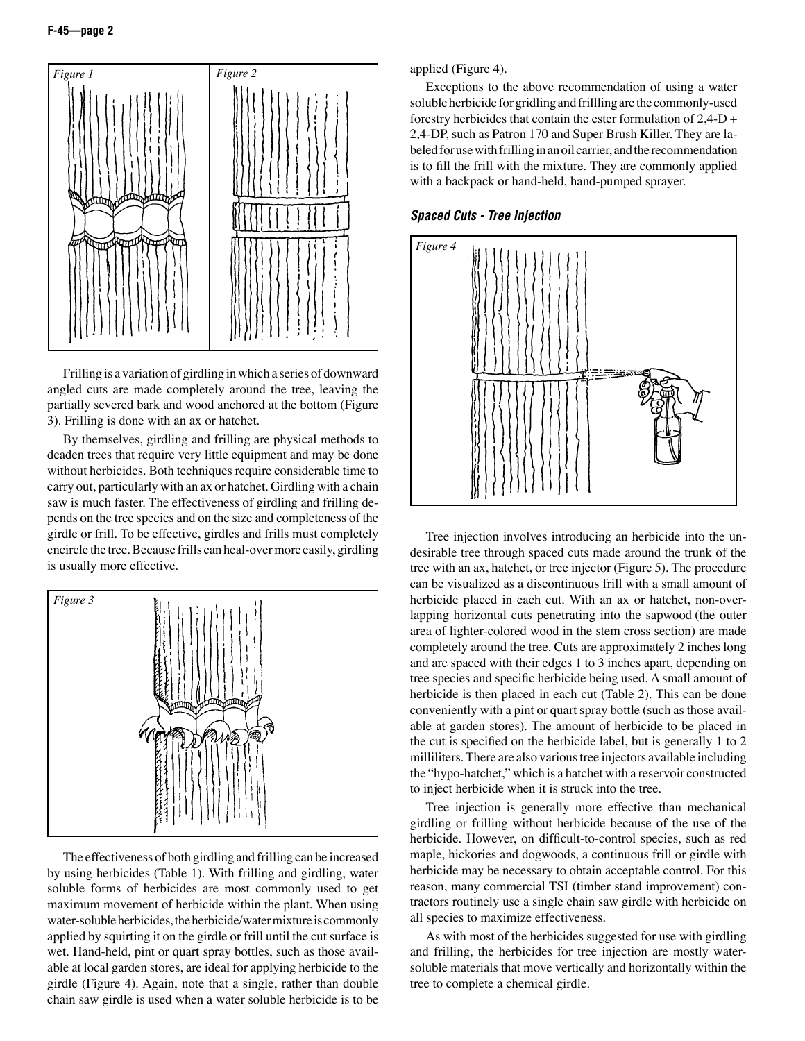Figure 1

Figure 2

Frilling is a variation of girdling in which a series of downward angled cuts are made completely around the tree, leaving the partially severed bark and wood anchored at the bottom (Figure 3). Frilling is done with an ax or hatchet.

By themselves, girdling and frilling are physical methods to deaden trees that require very little equipment and may be done without herbicides. Both techniques require considerable time to carry out, particularly with an ax or hatchet. Girdling with a chain saw is much faster. The effectiveness of girdling and frilling depends on the tree species and on the size and completeness of the girdle or frill. To be effective, girdles and frills must completely encircle the tree. Because frills can heal-over more easily, girdling is usually more effective.

Figure 3

The effectiveness of both girdling and frilling can be increased by using herbicides (Table 1). With frilling and girdling, water soluble forms of herbicides are most commonly used to get maximum movement of herbicide within the plant. When using water-soluble herbicides, the herbicide/water mixture is commonly applied by squirting it on the girdle or frill until the cut surface is wet. Hand-held, pint or quart spray bottles, such as those available at local garden stores, are ideal for applying herbicide to the girdle (Figure 4). Again, note that a single, rather than double chain saw girdle is used when a water soluble herbicide is to be applied (Figure 4).

Exceptions to the above recommendation of using a water soluble herbicide for gridling and frillling are the commonly-used forestry herbicides that contain the ester formulation of 2,4-D + 2,4-DP, such as Patron 170 and Super Brush Killer. They are labeled for use with frilling in an oil carrier, and the recommendation is to fill the frill with the mixture. They are commonly applied with a backpack or hand-held, hand-pumped sprayer.

### *Spaced Cuts - Tree Injection*

Figure 4

Tree injection involves introducing an herbicide into the undesirable tree through spaced cuts made around the trunk of the tree with an ax, hatchet, or tree injector (Figure 5). The procedure can be visualized as a discontinuous frill with a small amount of herbicide placed in each cut. With an ax or hatchet, non-overlapping horizontal cuts penetrating into the sapwood (the outer area of lighter-colored wood in the stem cross section) are made completely around the tree. Cuts are approximately 2 inches long and are spaced with their edges 1 to 3 inches apart, depending on tree species and specific herbicide being used. A small amount of herbicide is then placed in each cut (Table 2). This can be done conveniently with a pint or quart spray bottle (such as those available at garden stores). The amount of herbicide to be placed in the cut is specified on the herbicide label, but is generally 1 to 2 milliliters. There are also various tree injectors available including the "hypo-hatchet," which is a hatchet with a reservoir constructed to inject herbicide when it is struck into the tree.

Tree injection is generally more effective than mechanical girdling or frilling without herbicide because of the use of the herbicide. However, on difficult-to-control species, such as red maple, hickories and dogwoods, a continuous frill or girdle with herbicide may be necessary to obtain acceptable control. For this reason, many commercial TSI (timber stand improvement) contractors routinely use a single chain saw girdle with herbicide on all species to maximize effectiveness.

As with most of the herbicides suggested for use with girdling and frilling, the herbicides for tree injection are mostly water-soluble materials that move vertically and horizontally within the tree to complete a chemical girdle.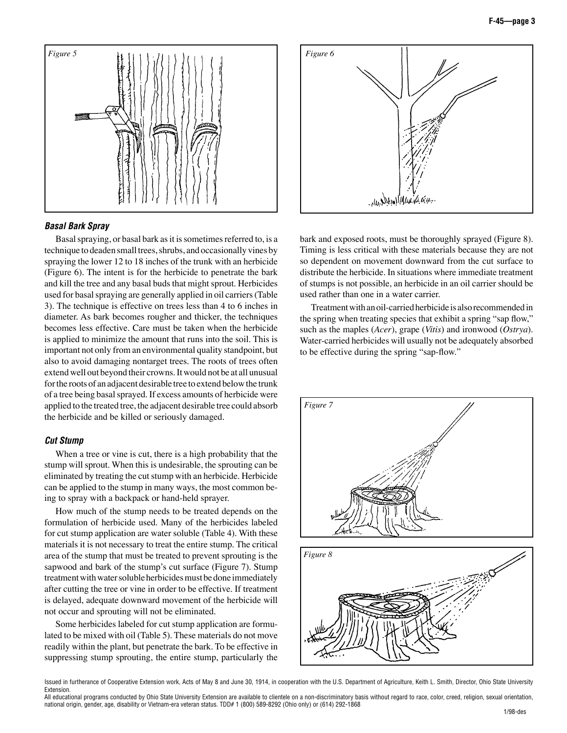Figure 5

Figure 6

### *Basal Bark Spray*

Basal spraying, or basal bark as it is sometimes referred to, is a technique to deaden small trees, shrubs, and occasionally vines by spraying the lower 12 to 18 inches of the trunk with an herbicide (Figure 6). The intent is for the herbicide to penetrate the bark and kill the tree and any basal buds that might sprout. Herbicides used for basal spraying are generally applied in oil carriers (Table 3). The technique is effective on trees less than 4 to 6 inches in diameter. As bark becomes rougher and thicker, the techniques becomes less effective. Care must be taken when the herbicide is applied to minimize the amount that runs into the soil. This is important not only from an environmental quality standpoint, but also to avoid damaging nontarget trees. The roots of trees often extend well out beyond their crowns. It would not be at all unusual for the roots of an adjacent desirable tree to extend below the trunk of a tree being basal sprayed. If excess amounts of herbicide were applied to the treated tree, the adjacent desirable tree could absorb the herbicide and be killed or seriously damaged.

### *Cut Stump*

When a tree or vine is cut, there is a high probability that the stump will sprout. When this is undesirable, the sprouting can be eliminated by treating the cut stump with an herbicide. Herbicide can be applied to the stump in many ways, the most common being to spray with a backpack or hand-held sprayer.

How much of the stump needs to be treated depends on the formulation of herbicide used. Many of the herbicides labeled for cut stump application are water soluble (Table 4). With these materials it is not necessary to treat the entire stump. The critical area of the stump that must be treated to prevent sprouting is the sapwood and bark of the stump's cut surface (Figure 7). Stump treatment with water soluble herbicides must be done immediately after cutting the tree or vine in order to be effective. If treatment is delayed, adequate downward movement of the herbicide will not occur and sprouting will not be eliminated.

Some herbicides labeled for cut stump application are formulated to be mixed with oil (Table 5). These materials do not move readily within the plant, but penetrate the bark. To be effective in suppressing stump sprouting, the entire stump, particularly the bark and exposed roots, must be thoroughly sprayed (Figure 8). Timing is less critical with these materials because they are not so dependent on movement downward from the cut surface to distribute the herbicide. In situations where immediate treatment of stumps is not possible, an herbicide in an oil carrier should be used rather than one in a water carrier.

Treatment with an oil-carried herbicide is also recommended in the spring when treating species that exhibit a spring "sap flow," such as the maples (*Acer*), grape (*Vitis*) and ironwood (*Ostrya*). Water-carried herbicides will usually not be adequately absorbed to be effective during the spring "sap-flow."

Figure 7

Figure 8

Issued in furtherance of Cooperative Extension work, Acts of May 8 and June 30, 1914, in cooperation with the U.S. Department of Agriculture, Keith L. Smith, Director, Ohio State University Extension.

All educational programs conducted by Ohio State University Extension are available to clientele on a non-discriminatory basis without regard to race, color, creed, religion, sexual orientation, national origin, gender, age, disability or Vietnam-era veteran status. TDD# 1 (800) 589-8292 (Ohio only) or (614) 292-1868

1/98-des